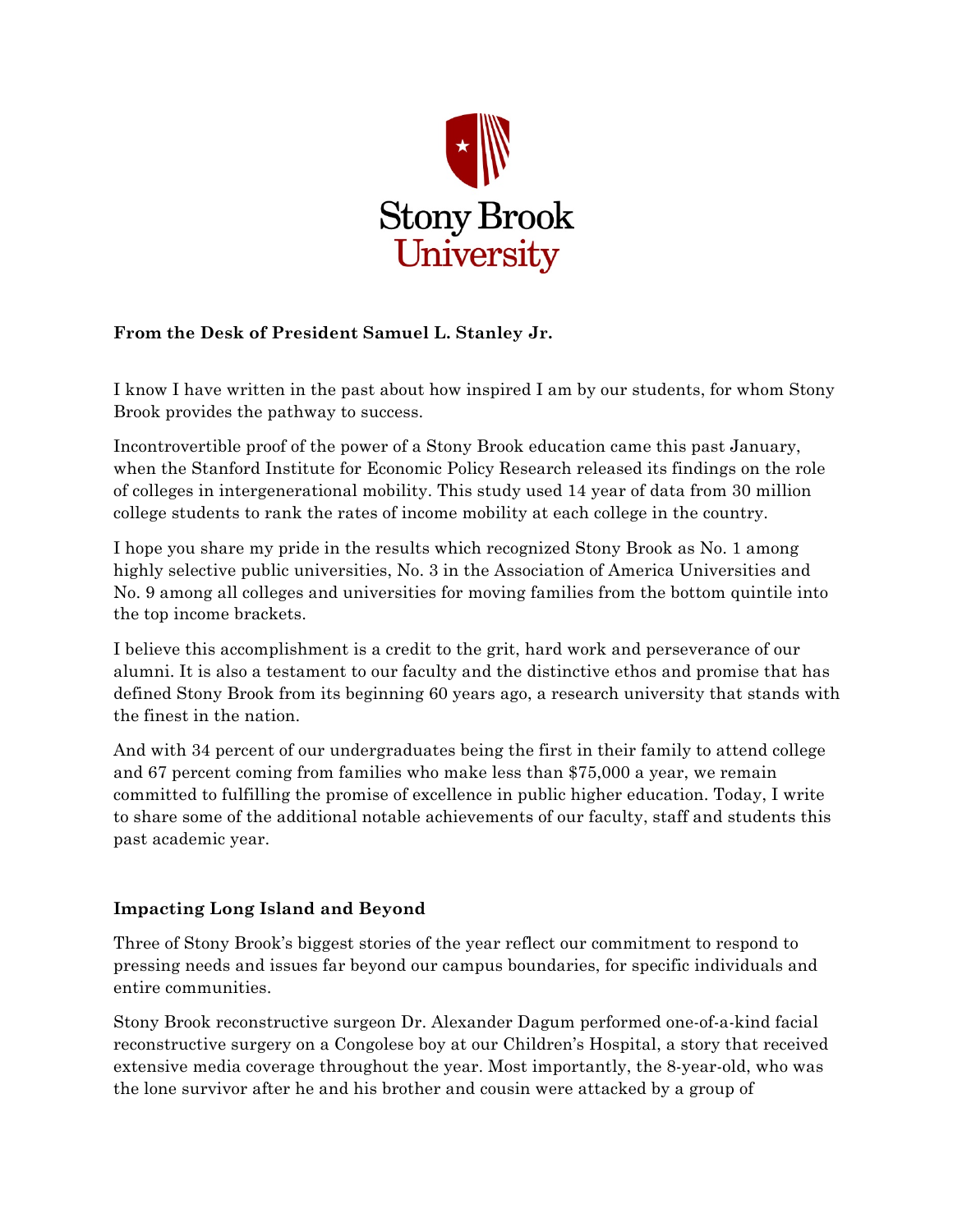Stony Brook University

**From the Desk of President Samuel L. Stanley Jr.**

I know I have written in the past about how inspired I am by our students, for whom Stony Brook provides the pathway to success.

Incontrovertible proof of the power of a Stony Brook education came this past January, when the Stanford Institute for Economic Policy Research released its findings on the role of colleges in intergenerational mobility. This study used 14 year of data from 30 million college students to rank the rates of income mobility at each college in the country.

I hope you share my pride in the results which recognized Stony Brook as No. 1 among highly selective public universities, No. 3 in the Association of America Universities and No. 9 among all colleges and universities for moving families from the bottom quintile into the top income brackets.

I believe this accomplishment is a credit to the grit, hard work and perseverance of our alumni. It is also a testament to our faculty and the distinctive ethos and promise that has defined Stony Brook from its beginning 60 years ago, a research university that stands with the finest in the nation.

And with 34 percent of our undergraduates being the first in their family to attend college and 67 percent coming from families who make less than $75,000 a year, we remain committed to fulfilling the promise of excellence in public higher education. Today, I write to share some of the additional notable achievements of our faculty, staff and students this past academic year.

**Impacting Long Island and Beyond**

Three of Stony Brook's biggest stories of the year reflect our commitment to respond to pressing needs and issues far beyond our campus boundaries, for specific individuals and entire communities.

Stony Brook reconstructive surgeon Dr. Alexander Dagum performed one-of-a-kind facial reconstructive surgery on a Congolese boy at our Children's Hospital, a story that received extensive media coverage throughout the year. Most importantly, the 8-year-old, who was the lone survivor after he and his brother and cousin were attacked by a group of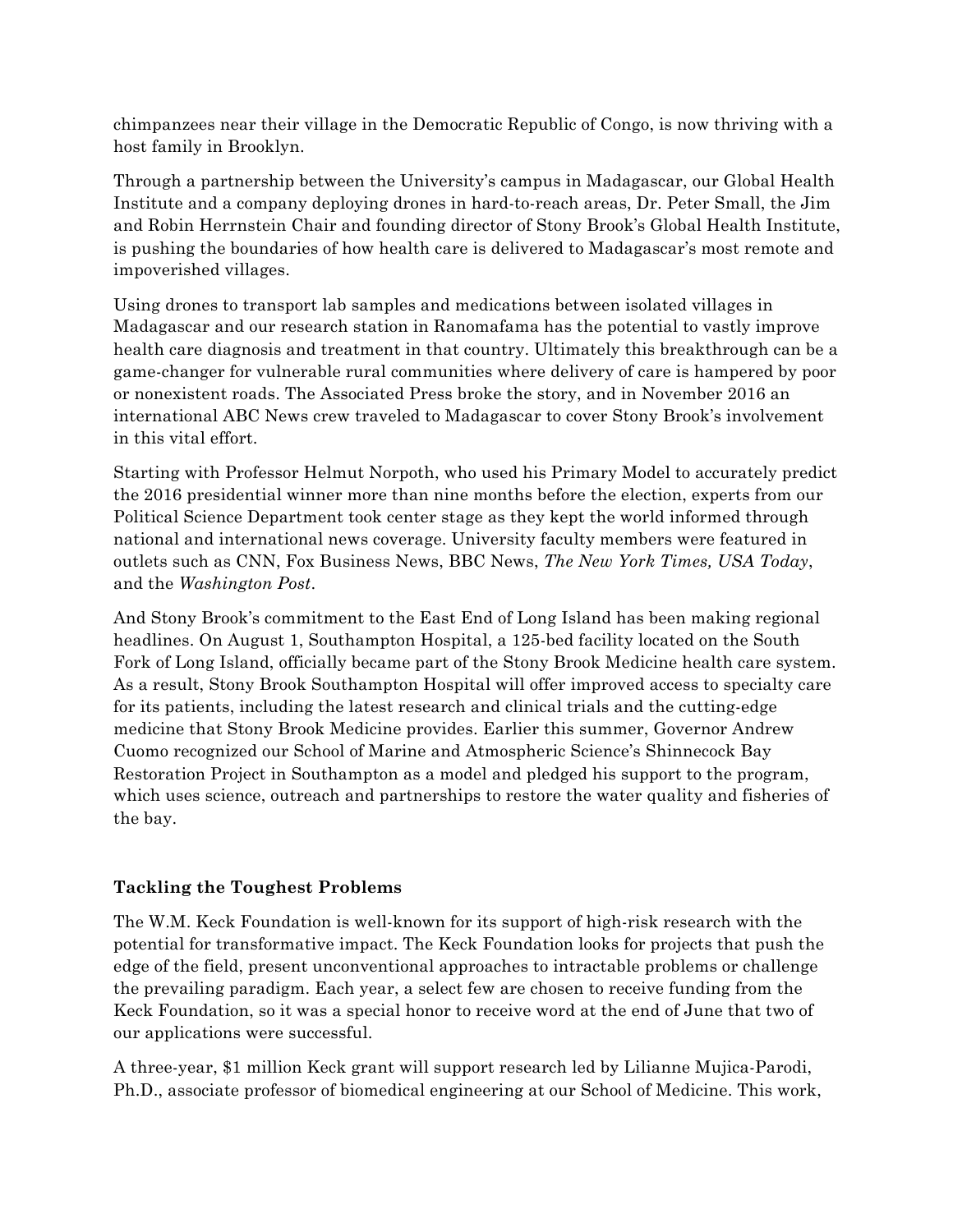chimpanzees near their village in the Democratic Republic of Congo, is now thriving with a host family in Brooklyn.

Through a partnership between the University's campus in Madagascar, our Global Health Institute and a company deploying drones in hard-to-reach areas, Dr. Peter Small, the Jim and Robin Herrnstein Chair and founding director of Stony Brook's Global Health Institute, is pushing the boundaries of how health care is delivered to Madagascar's most remote and impoverished villages.

Using drones to transport lab samples and medications between isolated villages in Madagascar and our research station in Ranomafama has the potential to vastly improve health care diagnosis and treatment in that country. Ultimately this breakthrough can be a game-changer for vulnerable rural communities where delivery of care is hampered by poor or nonexistent roads. The Associated Press broke the story, and in November 2016 an international ABC News crew traveled to Madagascar to cover Stony Brook's involvement in this vital effort.

Starting with Professor Helmut Norpoth, who used his Primary Model to accurately predict the 2016 presidential winner more than nine months before the election, experts from our Political Science Department took center stage as they kept the world informed through national and international news coverage. University faculty members were featured in outlets such as CNN, Fox Business News, BBC News, *The New York Times, USA Today*, and the *Washington Post*.

And Stony Brook's commitment to the East End of Long Island has been making regional headlines. On August 1, Southampton Hospital, a 125-bed facility located on the South Fork of Long Island, officially became part of the Stony Brook Medicine health care system. As a result, Stony Brook Southampton Hospital will offer improved access to specialty care for its patients, including the latest research and clinical trials and the cutting-edge medicine that Stony Brook Medicine provides. Earlier this summer, Governor Andrew Cuomo recognized our School of Marine and Atmospheric Science's Shinnecock Bay Restoration Project in Southampton as a model and pledged his support to the program, which uses science, outreach and partnerships to restore the water quality and fisheries of the bay.

**Tackling the Toughest Problems**

The W.M. Keck Foundation is well-known for its support of high-risk research with the potential for transformative impact. The Keck Foundation looks for projects that push the edge of the field, present unconventional approaches to intractable problems or challenge the prevailing paradigm. Each year, a select few are chosen to receive funding from the Keck Foundation, so it was a special honor to receive word at the end of June that two of our applications were successful.

A three-year, $1 million Keck grant will support research led by Lilianne Mujica-Parodi, Ph.D., associate professor of biomedical engineering at our School of Medicine. This work,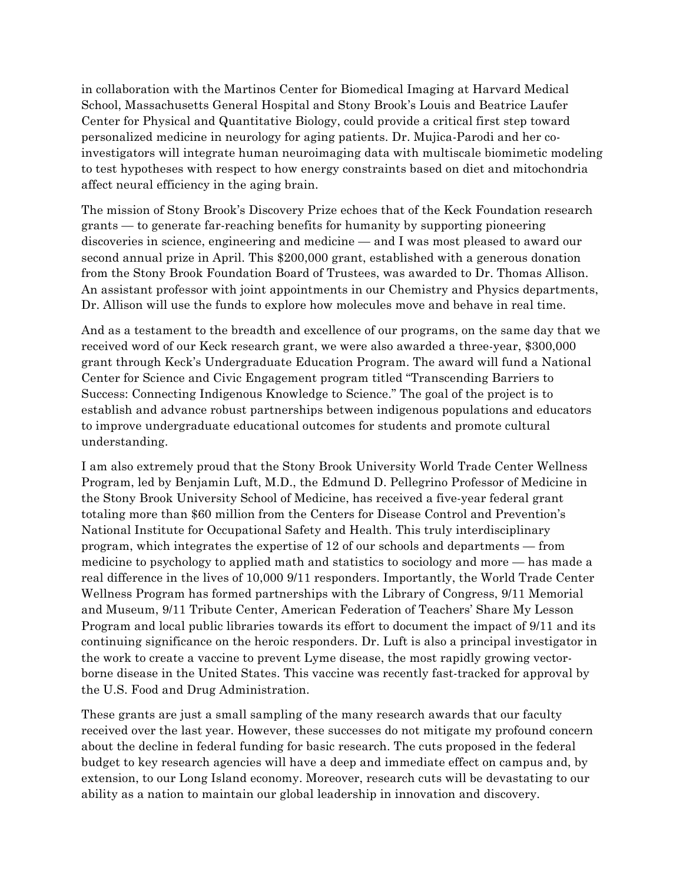in collaboration with the Martinos Center for Biomedical Imaging at Harvard Medical School, Massachusetts General Hospital and Stony Brook's Louis and Beatrice Laufer Center for Physical and Quantitative Biology, could provide a critical first step toward personalized medicine in neurology for aging patients. Dr. Mujica-Parodi and her co-investigators will integrate human neuroimaging data with multiscale biomimetic modeling to test hypotheses with respect to how energy constraints based on diet and mitochondria affect neural efficiency in the aging brain.

The mission of Stony Brook's Discovery Prize echoes that of the Keck Foundation research grants — to generate far-reaching benefits for humanity by supporting pioneering discoveries in science, engineering and medicine — and I was most pleased to award our second annual prize in April. This $200,000 grant, established with a generous donation from the Stony Brook Foundation Board of Trustees, was awarded to Dr. Thomas Allison. An assistant professor with joint appointments in our Chemistry and Physics departments, Dr. Allison will use the funds to explore how molecules move and behave in real time.

And as a testament to the breadth and excellence of our programs, on the same day that we received word of our Keck research grant, we were also awarded a three-year, $300,000 grant through Keck's Undergraduate Education Program. The award will fund a National Center for Science and Civic Engagement program titled "Transcending Barriers to Success: Connecting Indigenous Knowledge to Science." The goal of the project is to establish and advance robust partnerships between indigenous populations and educators to improve undergraduate educational outcomes for students and promote cultural understanding.

I am also extremely proud that the Stony Brook University World Trade Center Wellness Program, led by Benjamin Luft, M.D., the Edmund D. Pellegrino Professor of Medicine in the Stony Brook University School of Medicine, has received a five-year federal grant totaling more than $60 million from the Centers for Disease Control and Prevention's National Institute for Occupational Safety and Health. This truly interdisciplinary program, which integrates the expertise of 12 of our schools and departments — from medicine to psychology to applied math and statistics to sociology and more — has made a real difference in the lives of 10,000 9/11 responders. Importantly, the World Trade Center Wellness Program has formed partnerships with the Library of Congress, 9/11 Memorial and Museum, 9/11 Tribute Center, American Federation of Teachers' Share My Lesson Program and local public libraries towards its effort to document the impact of 9/11 and its continuing significance on the heroic responders. Dr. Luft is also a principal investigator in the work to create a vaccine to prevent Lyme disease, the most rapidly growing vector-borne disease in the United States. This vaccine was recently fast-tracked for approval by the U.S. Food and Drug Administration.

These grants are just a small sampling of the many research awards that our faculty received over the last year. However, these successes do not mitigate my profound concern about the decline in federal funding for basic research. The cuts proposed in the federal budget to key research agencies will have a deep and immediate effect on campus and, by extension, to our Long Island economy. Moreover, research cuts will be devastating to our ability as a nation to maintain our global leadership in innovation and discovery.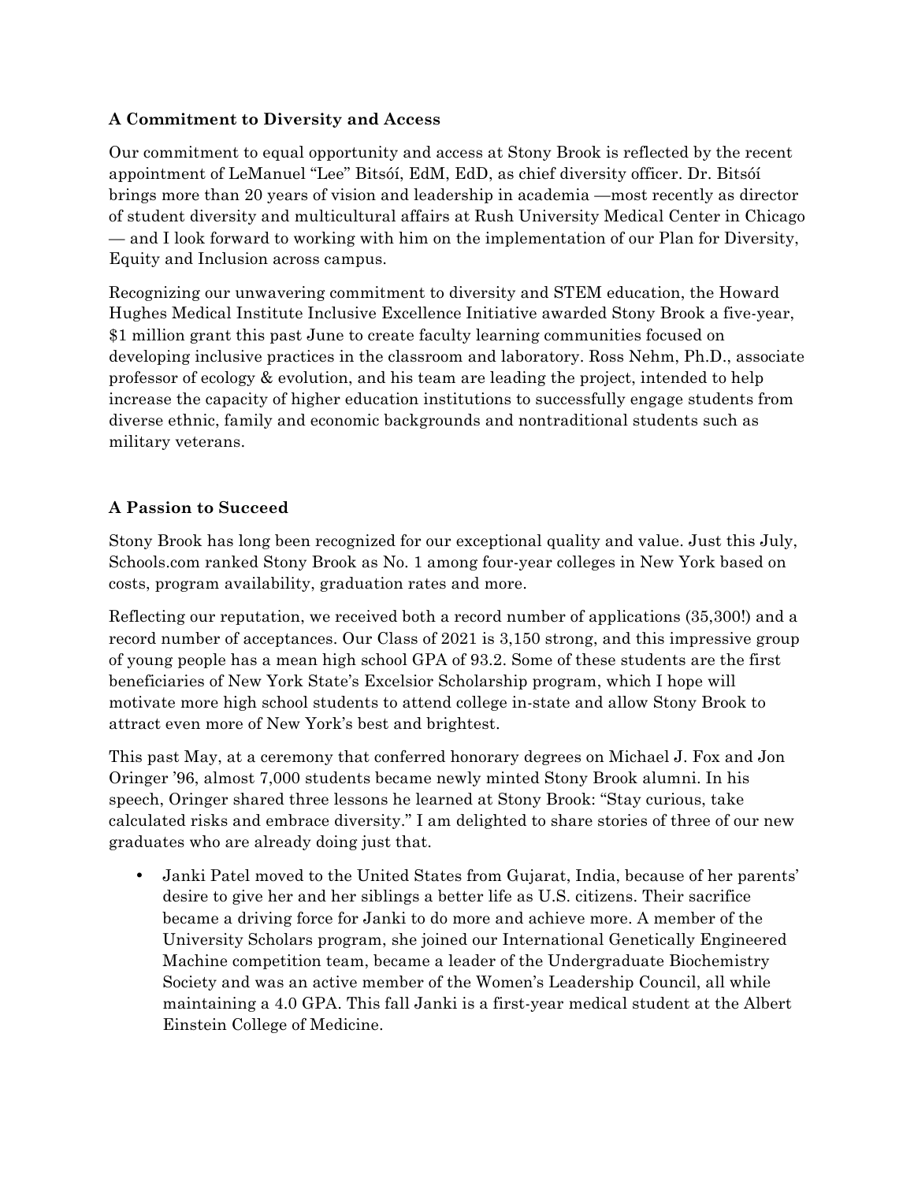### **A Commitment to Diversity and Access**

Our commitment to equal opportunity and access at Stony Brook is reflected by the recent appointment of LeManuel "Lee" Bitsóí, EdM, EdD, as chief diversity officer. Dr. Bitsóí brings more than 20 years of vision and leadership in academia —most recently as director of student diversity and multicultural affairs at Rush University Medical Center in Chicago — and I look forward to working with him on the implementation of our Plan for Diversity, Equity and Inclusion across campus.

Recognizing our unwavering commitment to diversity and STEM education, the Howard Hughes Medical Institute Inclusive Excellence Initiative awarded Stony Brook a five-year, $1 million grant this past June to create faculty learning communities focused on developing inclusive practices in the classroom and laboratory. Ross Nehm, Ph.D., associate professor of ecology & evolution, and his team are leading the project, intended to help increase the capacity of higher education institutions to successfully engage students from diverse ethnic, family and economic backgrounds and nontraditional students such as military veterans.

### **A Passion to Succeed**

Stony Brook has long been recognized for our exceptional quality and value. Just this July, Schools.com ranked Stony Brook as No. 1 among four-year colleges in New York based on costs, program availability, graduation rates and more.

Reflecting our reputation, we received both a record number of applications (35,300!) and a record number of acceptances. Our Class of 2021 is 3,150 strong, and this impressive group of young people has a mean high school GPA of 93.2. Some of these students are the first beneficiaries of New York State's Excelsior Scholarship program, which I hope will motivate more high school students to attend college in-state and allow Stony Brook to attract even more of New York's best and brightest.

This past May, at a ceremony that conferred honorary degrees on Michael J. Fox and Jon Oringer '96, almost 7,000 students became newly minted Stony Brook alumni. In his speech, Oringer shared three lessons he learned at Stony Brook: "Stay curious, take calculated risks and embrace diversity." I am delighted to share stories of three of our new graduates who are already doing just that.

- Janki Patel moved to the United States from Gujarat, India, because of her parents' desire to give her and her siblings a better life as U.S. citizens. Their sacrifice became a driving force for Janki to do more and achieve more. A member of the University Scholars program, she joined our International Genetically Engineered Machine competition team, became a leader of the Undergraduate Biochemistry Society and was an active member of the Women's Leadership Council, all while maintaining a 4.0 GPA. This fall Janki is a first-year medical student at the Albert Einstein College of Medicine.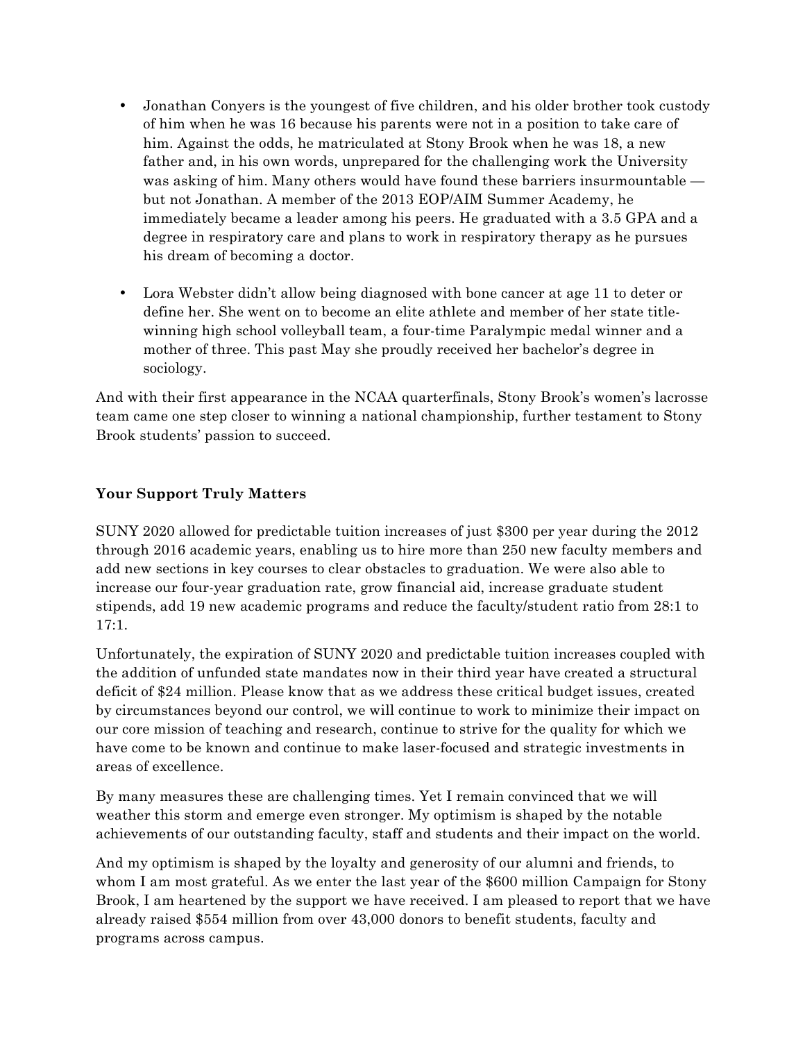- Jonathan Conyers is the youngest of five children, and his older brother took custody of him when he was 16 because his parents were not in a position to take care of him. Against the odds, he matriculated at Stony Brook when he was 18, a new father and, in his own words, unprepared for the challenging work the University was asking of him. Many others would have found these barriers insurmountable — but not Jonathan. A member of the 2013 EOP/AIM Summer Academy, he immediately became a leader among his peers. He graduated with a 3.5 GPA and a degree in respiratory care and plans to work in respiratory therapy as he pursues his dream of becoming a doctor.

- Lora Webster didn't allow being diagnosed with bone cancer at age 11 to deter or define her. She went on to become an elite athlete and member of her state title-winning high school volleyball team, a four-time Paralympic medal winner and a mother of three. This past May she proudly received her bachelor's degree in sociology.

And with their first appearance in the NCAA quarterfinals, Stony Brook's women's lacrosse team came one step closer to winning a national championship, further testament to Stony Brook students' passion to succeed.

**Your Support Truly Matters**

SUNY 2020 allowed for predictable tuition increases of just $300 per year during the 2012 through 2016 academic years, enabling us to hire more than 250 new faculty members and add new sections in key courses to clear obstacles to graduation. We were also able to increase our four-year graduation rate, grow financial aid, increase graduate student stipends, add 19 new academic programs and reduce the faculty/student ratio from 28:1 to 17:1.

Unfortunately, the expiration of SUNY 2020 and predictable tuition increases coupled with the addition of unfunded state mandates now in their third year have created a structural deficit of $24 million. Please know that as we address these critical budget issues, created by circumstances beyond our control, we will continue to work to minimize their impact on our core mission of teaching and research, continue to strive for the quality for which we have come to be known and continue to make laser-focused and strategic investments in areas of excellence.

By many measures these are challenging times. Yet I remain convinced that we will weather this storm and emerge even stronger. My optimism is shaped by the notable achievements of our outstanding faculty, staff and students and their impact on the world.

And my optimism is shaped by the loyalty and generosity of our alumni and friends, to whom I am most grateful. As we enter the last year of the $600 million Campaign for Stony Brook, I am heartened by the support we have received. I am pleased to report that we have already raised $554 million from over 43,000 donors to benefit students, faculty and programs across campus.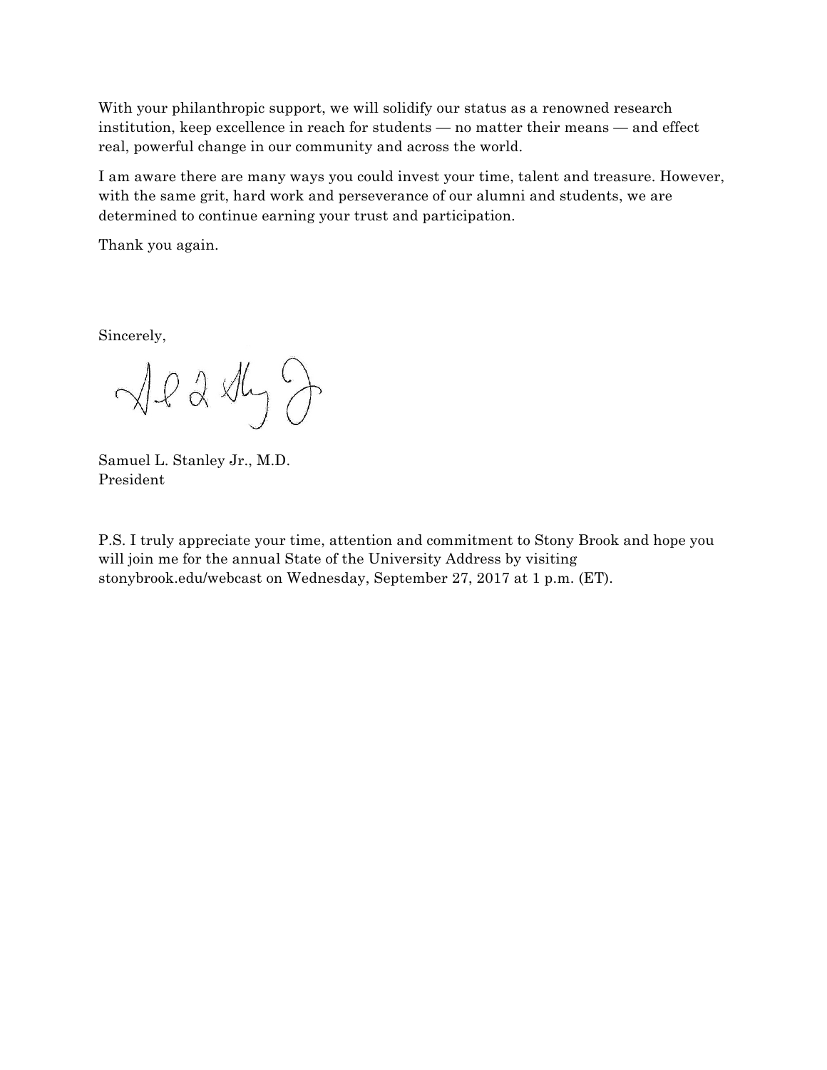With your philanthropic support, we will solidify our status as a renowned research institution, keep excellence in reach for students — no matter their means — and effect real, powerful change in our community and across the world.

I am aware there are many ways you could invest your time, talent and treasure. However, with the same grit, hard work and perseverance of our alumni and students, we are determined to continue earning your trust and participation.

Thank you again.

Sincerely,

Samuel L. Stanley Jr., M.D.
President

P.S. I truly appreciate your time, attention and commitment to Stony Brook and hope you will join me for the annual State of the University Address by visiting stonybrook.edu/webcast on Wednesday, September 27, 2017 at 1 p.m. (ET).